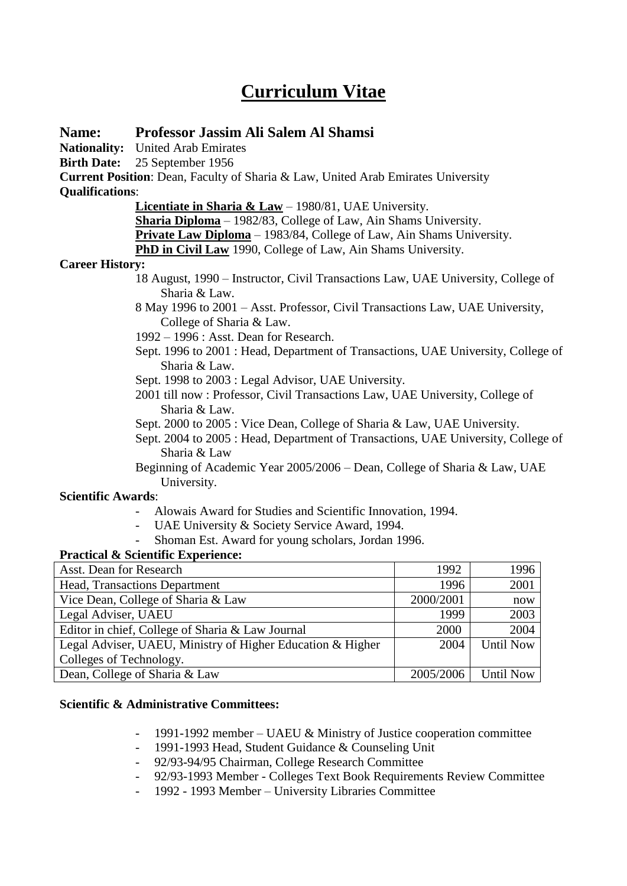# Curriculum Vitae

## Name: Professor Jassim Ali Salem Al Shamsi

**Nationality:** United Arab Emirates

**Birth Date:** 25 September 1956

**Current Position**: Dean, Faculty of Sharia & Law, United Arab Emirates University

**Qualifications**:

**Licentiate in Sharia & Law** – 1980/81, UAE University.
**Sharia Diploma** – 1982/83, College of Law, Ain Shams University.
**Private Law Diploma** – 1983/84, College of Law, Ain Shams University.
**PhD in Civil Law** 1990, College of Law, Ain Shams University.

**Career History:**

18 August, 1990 – Instructor, Civil Transactions Law, UAE University, College of Sharia & Law.
8 May 1996 to 2001 – Asst. Professor, Civil Transactions Law, UAE University, College of Sharia & Law.
1992 – 1996 : Asst. Dean for Research.
Sept. 1996 to 2001 : Head, Department of Transactions, UAE University, College of Sharia & Law.
Sept. 1998 to 2003 : Legal Advisor, UAE University.
2001 till now : Professor, Civil Transactions Law, UAE University, College of Sharia & Law.
Sept. 2000 to 2005 : Vice Dean, College of Sharia & Law, UAE University.
Sept. 2004 to 2005 : Head, Department of Transactions, UAE University, College of Sharia & Law
Beginning of Academic Year 2005/2006 – Dean, College of Sharia & Law, UAE University.

**Scientific Awards**:

- Alowais Award for Studies and Scientific Innovation, 1994.
- UAE University & Society Service Award, 1994.
- Shoman Est. Award for young scholars, Jordan 1996.

**Practical & Scientific Experience:**

| | | |
|---|---|---|
| Asst. Dean for Research | 1992 | 1996 |
| Head, Transactions Department | 1996 | 2001 |
| Vice Dean, College of Sharia & Law | 2000/2001 | now |
| Legal Adviser, UAEU | 1999 | 2003 |
| Editor in chief, College of Sharia & Law Journal | 2000 | 2004 |
| Legal Adviser, UAEU, Ministry of Higher Education & Higher Colleges of Technology. | 2004 | Until Now |
| Dean, College of Sharia & Law | 2005/2006 | Until Now |

**Scientific & Administrative Committees:**

- 1991-1992 member – UAEU & Ministry of Justice cooperation committee
- 1991-1993 Head, Student Guidance & Counseling Unit
- 92/93-94/95 Chairman, College Research Committee
- 92/93-1993 Member - Colleges Text Book Requirements Review Committee
- 1992 - 1993 Member – University Libraries Committee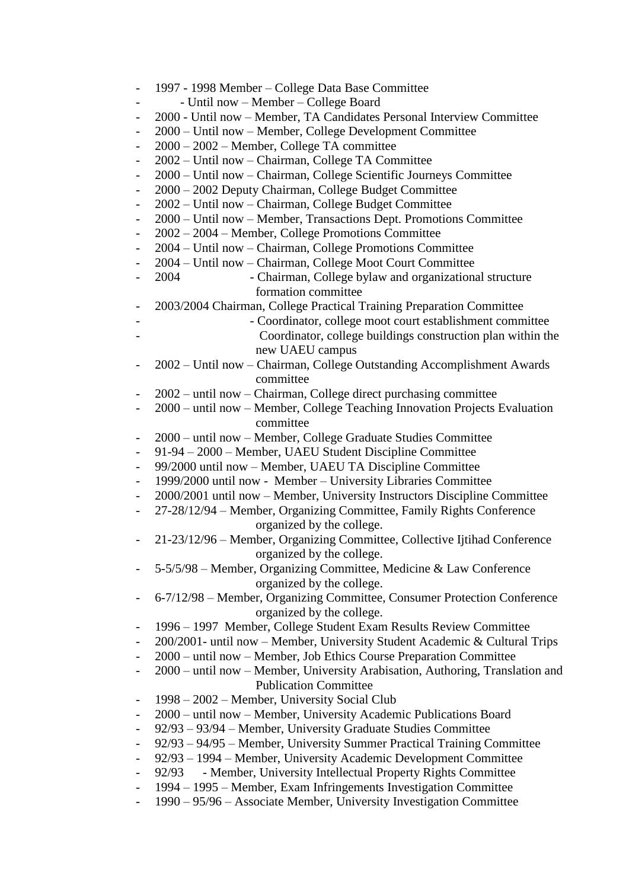- 1997 - 1998 Member – College Data Base Committee
- - Until now – Member – College Board
- 2000 - Until now – Member, TA Candidates Personal Interview Committee
- 2000 – Until now – Member, College Development Committee
- 2000 – 2002 – Member, College TA committee
- 2002 – Until now – Chairman, College TA Committee
- 2000 – Until now – Chairman, College Scientific Journeys Committee
- 2000 – 2002 Deputy Chairman, College Budget Committee
- 2002 – Until now – Chairman, College Budget Committee
- 2000 – Until now – Member, Transactions Dept. Promotions Committee
- 2002 – 2004 – Member, College Promotions Committee
- 2004 – Until now – Chairman, College Promotions Committee
- 2004 – Until now – Chairman, College Moot Court Committee
- 2004 - Chairman, College bylaw and organizational structure formation committee
- 2003/2004 Chairman, College Practical Training Preparation Committee
- - Coordinator, college moot court establishment committee
- Coordinator, college buildings construction plan within the new UAEU campus
- 2002 – Until now – Chairman, College Outstanding Accomplishment Awards committee
- 2002 – until now – Chairman, College direct purchasing committee
- 2000 – until now – Member, College Teaching Innovation Projects Evaluation committee
- 2000 – until now – Member, College Graduate Studies Committee
- 91-94 – 2000 – Member, UAEU Student Discipline Committee
- 99/2000 until now – Member, UAEU TA Discipline Committee
- 1999/2000 until now - Member – University Libraries Committee
- 2000/2001 until now – Member, University Instructors Discipline Committee
- 27-28/12/94 – Member, Organizing Committee, Family Rights Conference organized by the college.
- 21-23/12/96 – Member, Organizing Committee, Collective Ijtihad Conference organized by the college.
- 5-5/5/98 – Member, Organizing Committee, Medicine & Law Conference organized by the college.
- 6-7/12/98 – Member, Organizing Committee, Consumer Protection Conference organized by the college.
- 1996 – 1997 Member, College Student Exam Results Review Committee
- 200/2001- until now – Member, University Student Academic & Cultural Trips
- 2000 – until now – Member, Job Ethics Course Preparation Committee
- 2000 – until now – Member, University Arabisation, Authoring, Translation and Publication Committee
- 1998 – 2002 – Member, University Social Club
- 2000 – until now – Member, University Academic Publications Board
- 92/93 – 93/94 – Member, University Graduate Studies Committee
- 92/93 – 94/95 – Member, University Summer Practical Training Committee
- 92/93 – 1994 – Member, University Academic Development Committee
- 92/93 - Member, University Intellectual Property Rights Committee
- 1994 – 1995 – Member, Exam Infringements Investigation Committee
- 1990 – 95/96 – Associate Member, University Investigation Committee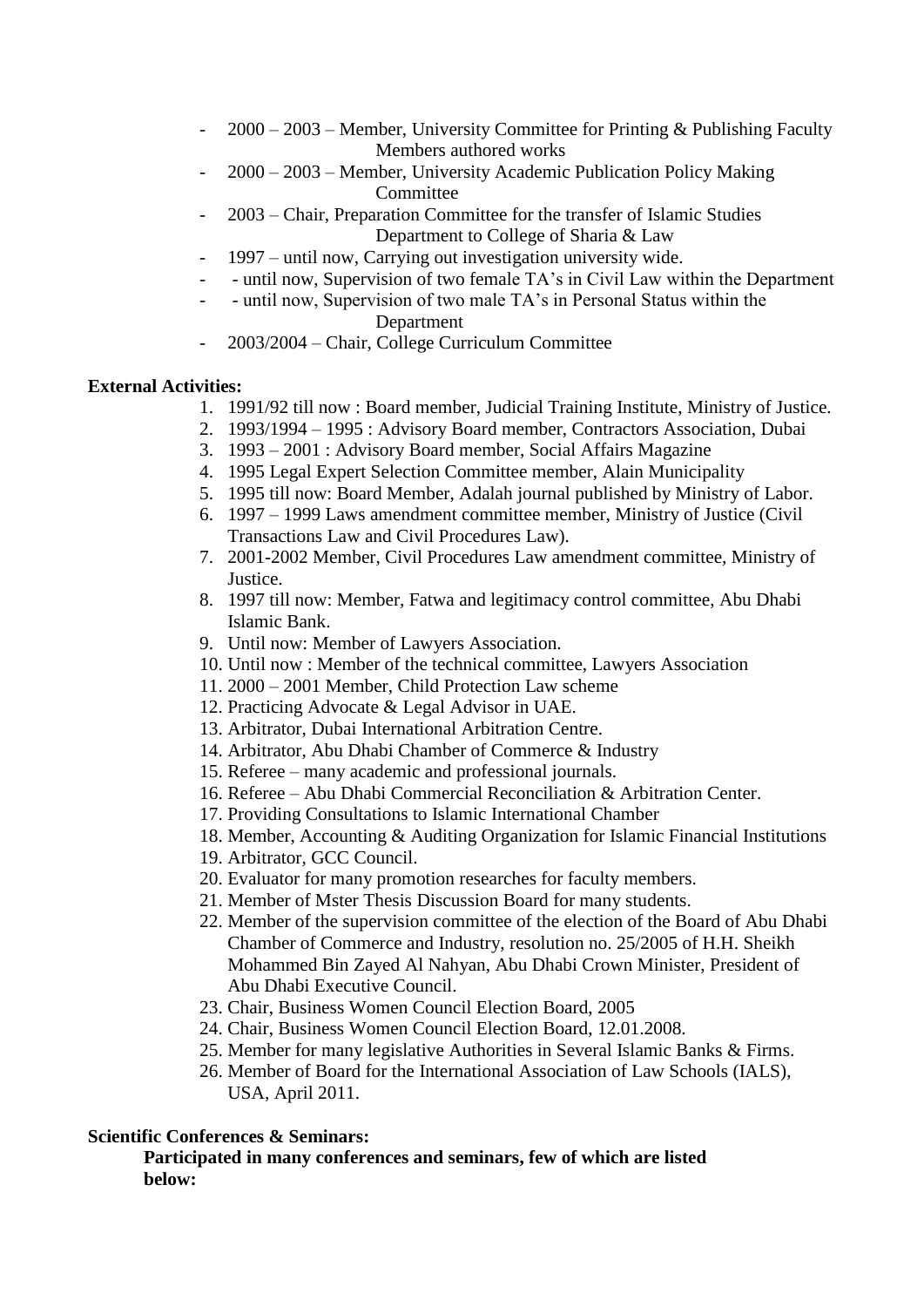- 2000 – 2003 – Member, University Committee for Printing & Publishing Faculty Members authored works
- 2000 – 2003 – Member, University Academic Publication Policy Making Committee
- 2003 – Chair, Preparation Committee for the transfer of Islamic Studies Department to College of Sharia & Law
- 1997 – until now, Carrying out investigation university wide.
- - until now, Supervision of two female TA's in Civil Law within the Department
- - until now, Supervision of two male TA's in Personal Status within the Department
- 2003/2004 – Chair, College Curriculum Committee

**External Activities:**

1. 1991/92 till now : Board member, Judicial Training Institute, Ministry of Justice.
2. 1993/1994 – 1995 : Advisory Board member, Contractors Association, Dubai
3. 1993 – 2001 : Advisory Board member, Social Affairs Magazine
4. 1995 Legal Expert Selection Committee member, Alain Municipality
5. 1995 till now: Board Member, Adalah journal published by Ministry of Labor.
6. 1997 – 1999 Laws amendment committee member, Ministry of Justice (Civil Transactions Law and Civil Procedures Law).
7. 2001-2002 Member, Civil Procedures Law amendment committee, Ministry of Justice.
8. 1997 till now: Member, Fatwa and legitimacy control committee, Abu Dhabi Islamic Bank.
9. Until now: Member of Lawyers Association.
10. Until now : Member of the technical committee, Lawyers Association
11. 2000 – 2001 Member, Child Protection Law scheme
12. Practicing Advocate & Legal Advisor in UAE.
13. Arbitrator, Dubai International Arbitration Centre.
14. Arbitrator, Abu Dhabi Chamber of Commerce & Industry
15. Referee – many academic and professional journals.
16. Referee – Abu Dhabi Commercial Reconciliation & Arbitration Center.
17. Providing Consultations to Islamic International Chamber
18. Member, Accounting & Auditing Organization for Islamic Financial Institutions
19. Arbitrator, GCC Council.
20. Evaluator for many promotion researches for faculty members.
21. Member of Mster Thesis Discussion Board for many students.
22. Member of the supervision committee of the election of the Board of Abu Dhabi Chamber of Commerce and Industry, resolution no. 25/2005 of H.H. Sheikh Mohammed Bin Zayed Al Nahyan, Abu Dhabi Crown Minister, President of Abu Dhabi Executive Council.
23. Chair, Business Women Council Election Board, 2005
24. Chair, Business Women Council Election Board, 12.01.2008.
25. Member for many legislative Authorities in Several Islamic Banks & Firms.
26. Member of Board for the International Association of Law Schools (IALS), USA, April 2011.

**Scientific Conferences & Seminars:**

**Participated in many conferences and seminars, few of which are listed below:**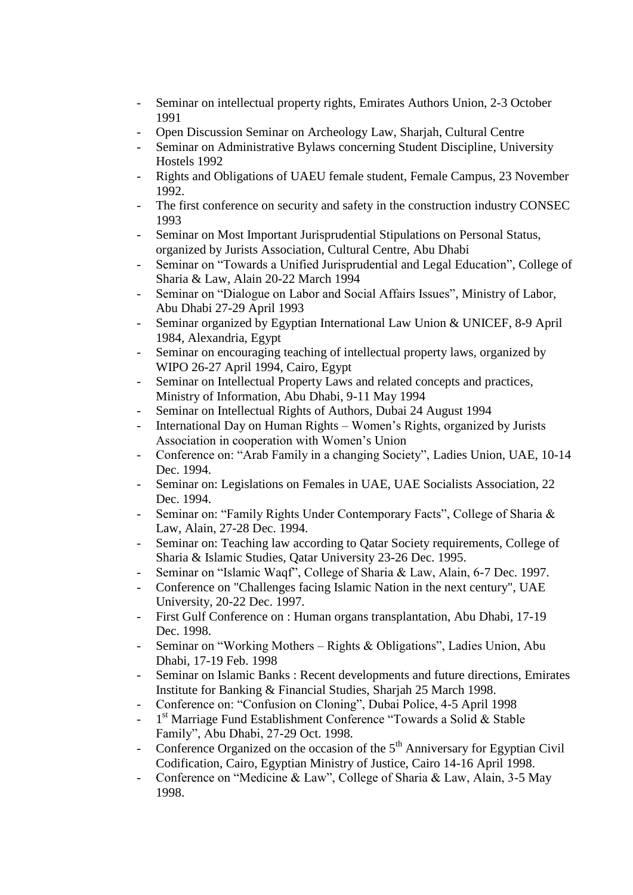- Seminar on intellectual property rights, Emirates Authors Union, 2-3 October 1991
- Open Discussion Seminar on Archeology Law, Sharjah, Cultural Centre
- Seminar on Administrative Bylaws concerning Student Discipline, University Hostels 1992
- Rights and Obligations of UAEU female student, Female Campus, 23 November 1992.
- The first conference on security and safety in the construction industry CONSEC 1993
- Seminar on Most Important Jurisprudential Stipulations on Personal Status, organized by Jurists Association, Cultural Centre, Abu Dhabi
- Seminar on "Towards a Unified Jurisprudential and Legal Education", College of Sharia & Law, Alain 20-22 March 1994
- Seminar on "Dialogue on Labor and Social Affairs Issues", Ministry of Labor, Abu Dhabi 27-29 April 1993
- Seminar organized by Egyptian International Law Union & UNICEF, 8-9 April 1984, Alexandria, Egypt
- Seminar on encouraging teaching of intellectual property laws, organized by WIPO 26-27 April 1994, Cairo, Egypt
- Seminar on Intellectual Property Laws and related concepts and practices, Ministry of Information, Abu Dhabi, 9-11 May 1994
- Seminar on Intellectual Rights of Authors, Dubai 24 August 1994
- International Day on Human Rights – Women's Rights, organized by Jurists Association in cooperation with Women's Union
- Conference on: "Arab Family in a changing Society", Ladies Union, UAE, 10-14 Dec. 1994.
- Seminar on: Legislations on Females in UAE, UAE Socialists Association, 22 Dec. 1994.
- Seminar on: "Family Rights Under Contemporary Facts", College of Sharia & Law, Alain, 27-28 Dec. 1994.
- Seminar on: Teaching law according to Qatar Society requirements, College of Sharia & Islamic Studies, Qatar University 23-26 Dec. 1995.
- Seminar on "Islamic Waqf", College of Sharia & Law, Alain, 6-7 Dec. 1997.
- Conference on "Challenges facing Islamic Nation in the next century", UAE University, 20-22 Dec. 1997.
- First Gulf Conference on : Human organs transplantation, Abu Dhabi, 17-19 Dec. 1998.
- Seminar on "Working Mothers – Rights & Obligations", Ladies Union, Abu Dhabi, 17-19 Feb. 1998
- Seminar on Islamic Banks : Recent developments and future directions, Emirates Institute for Banking & Financial Studies, Sharjah 25 March 1998.
- Conference on: "Confusion on Cloning", Dubai Police, 4-5 April 1998
- 1st Marriage Fund Establishment Conference "Towards a Solid & Stable Family", Abu Dhabi, 27-29 Oct. 1998.
- Conference Organized on the occasion of the 5th Anniversary for Egyptian Civil Codification, Cairo, Egyptian Ministry of Justice, Cairo 14-16 April 1998.
- Conference on "Medicine & Law", College of Sharia & Law, Alain, 3-5 May 1998.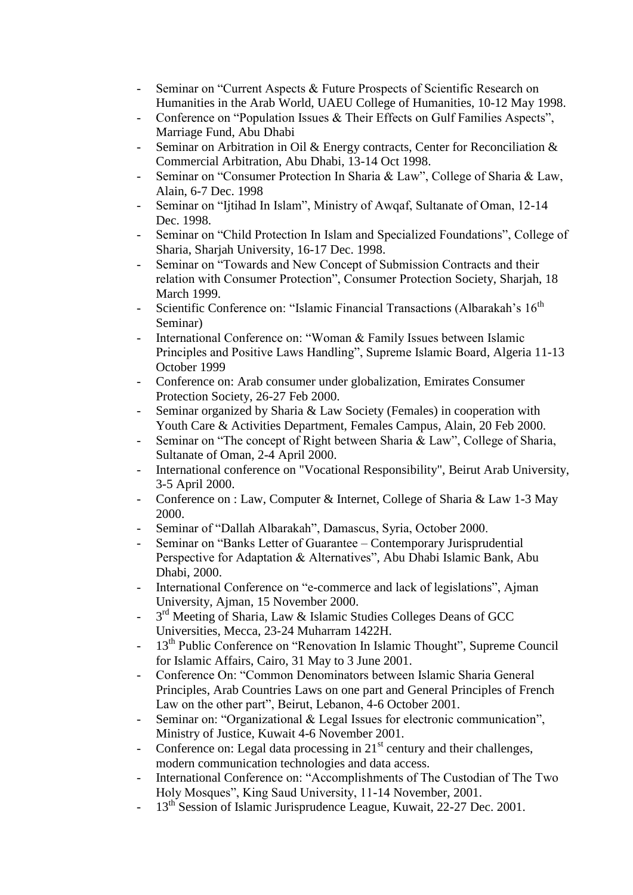- Seminar on "Current Aspects & Future Prospects of Scientific Research on Humanities in the Arab World, UAEU College of Humanities, 10-12 May 1998.
- Conference on "Population Issues & Their Effects on Gulf Families Aspects", Marriage Fund, Abu Dhabi
- Seminar on Arbitration in Oil & Energy contracts, Center for Reconciliation & Commercial Arbitration, Abu Dhabi, 13-14 Oct 1998.
- Seminar on "Consumer Protection In Sharia & Law", College of Sharia & Law, Alain, 6-7 Dec. 1998
- Seminar on "Ijtihad In Islam", Ministry of Awqaf, Sultanate of Oman, 12-14 Dec. 1998.
- Seminar on "Child Protection In Islam and Specialized Foundations", College of Sharia, Sharjah University, 16-17 Dec. 1998.
- Seminar on "Towards and New Concept of Submission Contracts and their relation with Consumer Protection", Consumer Protection Society, Sharjah, 18 March 1999.
- Scientific Conference on: "Islamic Financial Transactions (Albarakah's 16th Seminar)
- International Conference on: "Woman & Family Issues between Islamic Principles and Positive Laws Handling", Supreme Islamic Board, Algeria 11-13 October 1999
- Conference on: Arab consumer under globalization, Emirates Consumer Protection Society, 26-27 Feb 2000.
- Seminar organized by Sharia & Law Society (Females) in cooperation with Youth Care & Activities Department, Females Campus, Alain, 20 Feb 2000.
- Seminar on "The concept of Right between Sharia & Law", College of Sharia, Sultanate of Oman, 2-4 April 2000.
- International conference on "Vocational Responsibility", Beirut Arab University, 3-5 April 2000.
- Conference on : Law, Computer & Internet, College of Sharia & Law 1-3 May 2000.
- Seminar of "Dallah Albarakah", Damascus, Syria, October 2000.
- Seminar on "Banks Letter of Guarantee – Contemporary Jurisprudential Perspective for Adaptation & Alternatives", Abu Dhabi Islamic Bank, Abu Dhabi, 2000.
- International Conference on "e-commerce and lack of legislations", Ajman University, Ajman, 15 November 2000.
- 3rd Meeting of Sharia, Law & Islamic Studies Colleges Deans of GCC Universities, Mecca, 23-24 Muharram 1422H.
- 13th Public Conference on "Renovation In Islamic Thought", Supreme Council for Islamic Affairs, Cairo, 31 May to 3 June 2001.
- Conference On: "Common Denominators between Islamic Sharia General Principles, Arab Countries Laws on one part and General Principles of French Law on the other part", Beirut, Lebanon, 4-6 October 2001.
- Seminar on: "Organizational & Legal Issues for electronic communication", Ministry of Justice, Kuwait 4-6 November 2001.
- Conference on: Legal data processing in 21st century and their challenges, modern communication technologies and data access.
- International Conference on: "Accomplishments of The Custodian of The Two Holy Mosques", King Saud University, 11-14 November, 2001.
- 13th Session of Islamic Jurisprudence League, Kuwait, 22-27 Dec. 2001.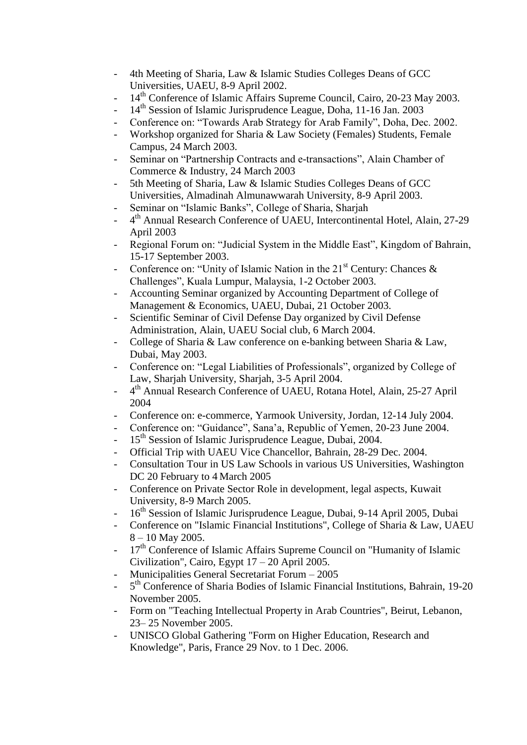- 4th Meeting of Sharia, Law & Islamic Studies Colleges Deans of GCC Universities, UAEU, 8-9 April 2002.
- 14th Conference of Islamic Affairs Supreme Council, Cairo, 20-23 May 2003.
- 14th Session of Islamic Jurisprudence League, Doha, 11-16 Jan. 2003
- Conference on: "Towards Arab Strategy for Arab Family", Doha, Dec. 2002.
- Workshop organized for Sharia & Law Society (Females) Students, Female Campus, 24 March 2003.
- Seminar on "Partnership Contracts and e-transactions", Alain Chamber of Commerce & Industry, 24 March 2003
- 5th Meeting of Sharia, Law & Islamic Studies Colleges Deans of GCC Universities, Almadinah Almunawwarah University, 8-9 April 2003.
- Seminar on "Islamic Banks", College of Sharia, Sharjah
- 4th Annual Research Conference of UAEU, Intercontinental Hotel, Alain, 27-29 April 2003
- Regional Forum on: "Judicial System in the Middle East", Kingdom of Bahrain, 15-17 September 2003.
- Conference on: "Unity of Islamic Nation in the 21st Century: Chances & Challenges", Kuala Lumpur, Malaysia, 1-2 October 2003.
- Accounting Seminar organized by Accounting Department of College of Management & Economics, UAEU, Dubai, 21 October 2003.
- Scientific Seminar of Civil Defense Day organized by Civil Defense Administration, Alain, UAEU Social club, 6 March 2004.
- College of Sharia & Law conference on e-banking between Sharia & Law, Dubai, May 2003.
- Conference on: "Legal Liabilities of Professionals", organized by College of Law, Sharjah University, Sharjah, 3-5 April 2004.
- 4th Annual Research Conference of UAEU, Rotana Hotel, Alain, 25-27 April 2004
- Conference on: e-commerce, Yarmook University, Jordan, 12-14 July 2004.
- Conference on: "Guidance", Sana'a, Republic of Yemen, 20-23 June 2004.
- 15th Session of Islamic Jurisprudence League, Dubai, 2004.
- Official Trip with UAEU Vice Chancellor, Bahrain, 28-29 Dec. 2004.
- Consultation Tour in US Law Schools in various US Universities, Washington DC 20 February to 4 March 2005
- Conference on Private Sector Role in development, legal aspects, Kuwait University, 8-9 March 2005.
- 16th Session of Islamic Jurisprudence League, Dubai, 9-14 April 2005, Dubai
- Conference on "Islamic Financial Institutions", College of Sharia & Law, UAEU 8 – 10 May 2005.
- 17th Conference of Islamic Affairs Supreme Council on "Humanity of Islamic Civilization", Cairo, Egypt 17 – 20 April 2005.
- Municipalities General Secretariat Forum – 2005
- 5th Conference of Sharia Bodies of Islamic Financial Institutions, Bahrain, 19-20 November 2005.
- Form on "Teaching Intellectual Property in Arab Countries", Beirut, Lebanon, 23– 25 November 2005.
- UNISCO Global Gathering "Form on Higher Education, Research and Knowledge", Paris, France 29 Nov. to 1 Dec. 2006.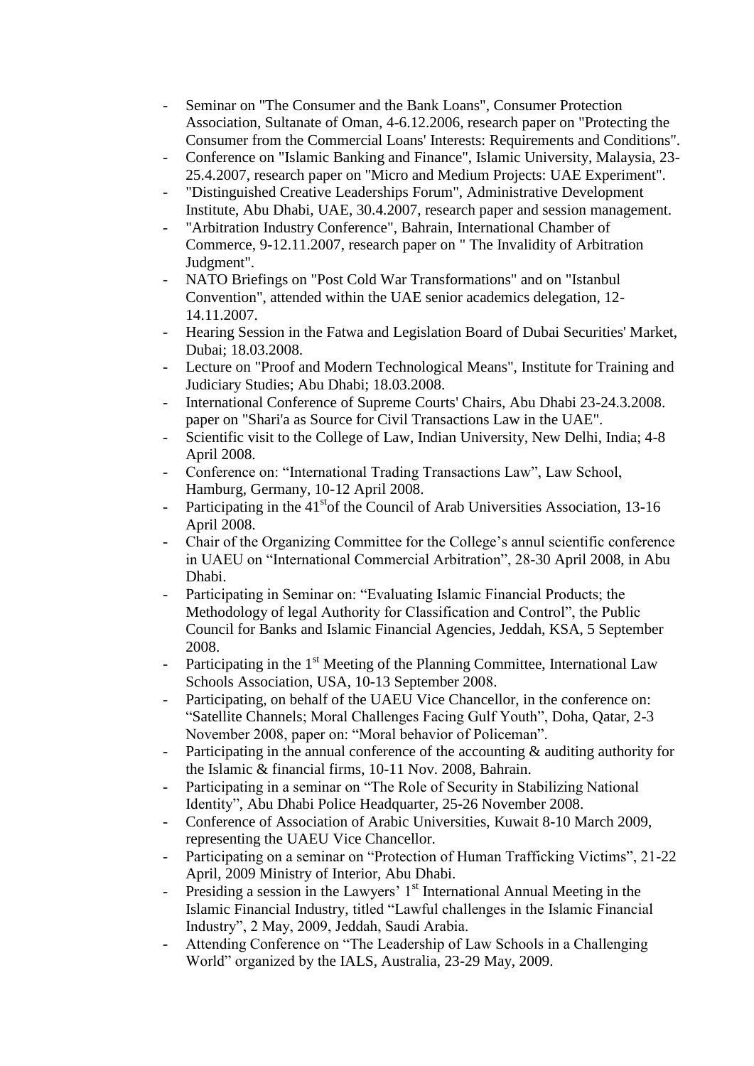- Seminar on "The Consumer and the Bank Loans", Consumer Protection Association, Sultanate of Oman, 4-6.12.2006, research paper on "Protecting the Consumer from the Commercial Loans' Interests: Requirements and Conditions".
- Conference on "Islamic Banking and Finance", Islamic University, Malaysia, 23-25.4.2007, research paper on "Micro and Medium Projects: UAE Experiment".
- "Distinguished Creative Leaderships Forum", Administrative Development Institute, Abu Dhabi, UAE, 30.4.2007, research paper and session management.
- "Arbitration Industry Conference", Bahrain, International Chamber of Commerce, 9-12.11.2007, research paper on " The Invalidity of Arbitration Judgment".
- NATO Briefings on "Post Cold War Transformations" and on "Istanbul Convention", attended within the UAE senior academics delegation, 12-14.11.2007.
- Hearing Session in the Fatwa and Legislation Board of Dubai Securities' Market, Dubai; 18.03.2008.
- Lecture on "Proof and Modern Technological Means", Institute for Training and Judiciary Studies; Abu Dhabi; 18.03.2008.
- International Conference of Supreme Courts' Chairs, Abu Dhabi 23-24.3.2008. paper on "Shari'a as Source for Civil Transactions Law in the UAE".
- Scientific visit to the College of Law, Indian University, New Delhi, India; 4-8 April 2008.
- Conference on: "International Trading Transactions Law", Law School, Hamburg, Germany, 10-12 April 2008.
- Participating in the 41st of the Council of Arab Universities Association, 13-16 April 2008.
- Chair of the Organizing Committee for the College's annul scientific conference in UAEU on "International Commercial Arbitration", 28-30 April 2008, in Abu Dhabi.
- Participating in Seminar on: "Evaluating Islamic Financial Products; the Methodology of legal Authority for Classification and Control", the Public Council for Banks and Islamic Financial Agencies, Jeddah, KSA, 5 September 2008.
- Participating in the 1st Meeting of the Planning Committee, International Law Schools Association, USA, 10-13 September 2008.
- Participating, on behalf of the UAEU Vice Chancellor, in the conference on: "Satellite Channels; Moral Challenges Facing Gulf Youth", Doha, Qatar, 2-3 November 2008, paper on: "Moral behavior of Policeman".
- Participating in the annual conference of the accounting & auditing authority for the Islamic & financial firms, 10-11 Nov. 2008, Bahrain.
- Participating in a seminar on "The Role of Security in Stabilizing National Identity", Abu Dhabi Police Headquarter, 25-26 November 2008.
- Conference of Association of Arabic Universities, Kuwait 8-10 March 2009, representing the UAEU Vice Chancellor.
- Participating on a seminar on "Protection of Human Trafficking Victims", 21-22 April, 2009 Ministry of Interior, Abu Dhabi.
- Presiding a session in the Lawyers' 1st International Annual Meeting in the Islamic Financial Industry, titled "Lawful challenges in the Islamic Financial Industry", 2 May, 2009, Jeddah, Saudi Arabia.
- Attending Conference on "The Leadership of Law Schools in a Challenging World" organized by the IALS, Australia, 23-29 May, 2009.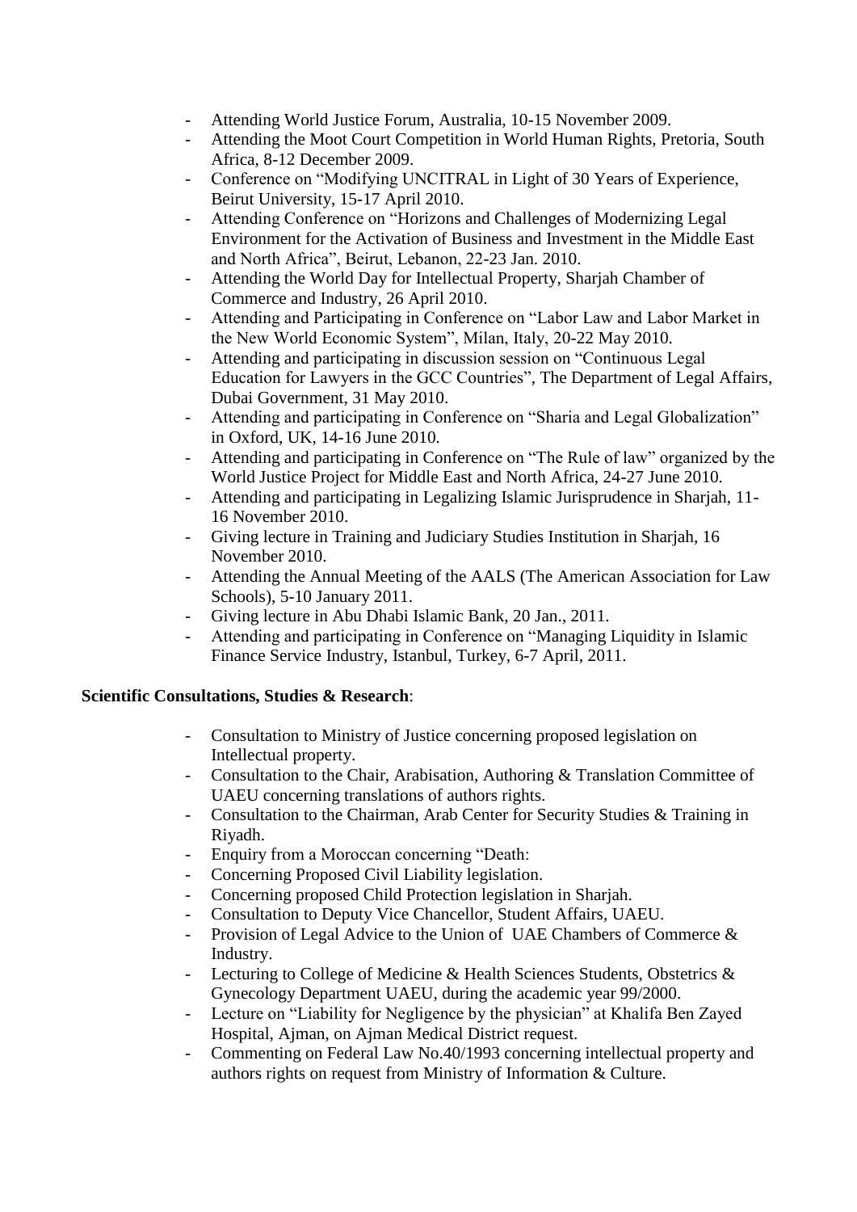- Attending World Justice Forum, Australia, 10-15 November 2009.
- Attending the Moot Court Competition in World Human Rights, Pretoria, South Africa, 8-12 December 2009.
- Conference on "Modifying UNCITRAL in Light of 30 Years of Experience, Beirut University, 15-17 April 2010.
- Attending Conference on "Horizons and Challenges of Modernizing Legal Environment for the Activation of Business and Investment in the Middle East and North Africa", Beirut, Lebanon, 22-23 Jan. 2010.
- Attending the World Day for Intellectual Property, Sharjah Chamber of Commerce and Industry, 26 April 2010.
- Attending and Participating in Conference on "Labor Law and Labor Market in the New World Economic System", Milan, Italy, 20-22 May 2010.
- Attending and participating in discussion session on "Continuous Legal Education for Lawyers in the GCC Countries", The Department of Legal Affairs, Dubai Government, 31 May 2010.
- Attending and participating in Conference on "Sharia and Legal Globalization" in Oxford, UK, 14-16 June 2010.
- Attending and participating in Conference on "The Rule of law" organized by the World Justice Project for Middle East and North Africa, 24-27 June 2010.
- Attending and participating in Legalizing Islamic Jurisprudence in Sharjah, 11-16 November 2010.
- Giving lecture in Training and Judiciary Studies Institution in Sharjah, 16 November 2010.
- Attending the Annual Meeting of the AALS (The American Association for Law Schools), 5-10 January 2011.
- Giving lecture in Abu Dhabi Islamic Bank, 20 Jan., 2011.
- Attending and participating in Conference on "Managing Liquidity in Islamic Finance Service Industry, Istanbul, Turkey, 6-7 April, 2011.

**Scientific Consultations, Studies & Research**:

- Consultation to Ministry of Justice concerning proposed legislation on Intellectual property.
- Consultation to the Chair, Arabisation, Authoring & Translation Committee of UAEU concerning translations of authors rights.
- Consultation to the Chairman, Arab Center for Security Studies & Training in Riyadh.
- Enquiry from a Moroccan concerning "Death:
- Concerning Proposed Civil Liability legislation.
- Concerning proposed Child Protection legislation in Sharjah.
- Consultation to Deputy Vice Chancellor, Student Affairs, UAEU.
- Provision of Legal Advice to the Union of UAE Chambers of Commerce & Industry.
- Lecturing to College of Medicine & Health Sciences Students, Obstetrics & Gynecology Department UAEU, during the academic year 99/2000.
- Lecture on "Liability for Negligence by the physician" at Khalifa Ben Zayed Hospital, Ajman, on Ajman Medical District request.
- Commenting on Federal Law No.40/1993 concerning intellectual property and authors rights on request from Ministry of Information & Culture.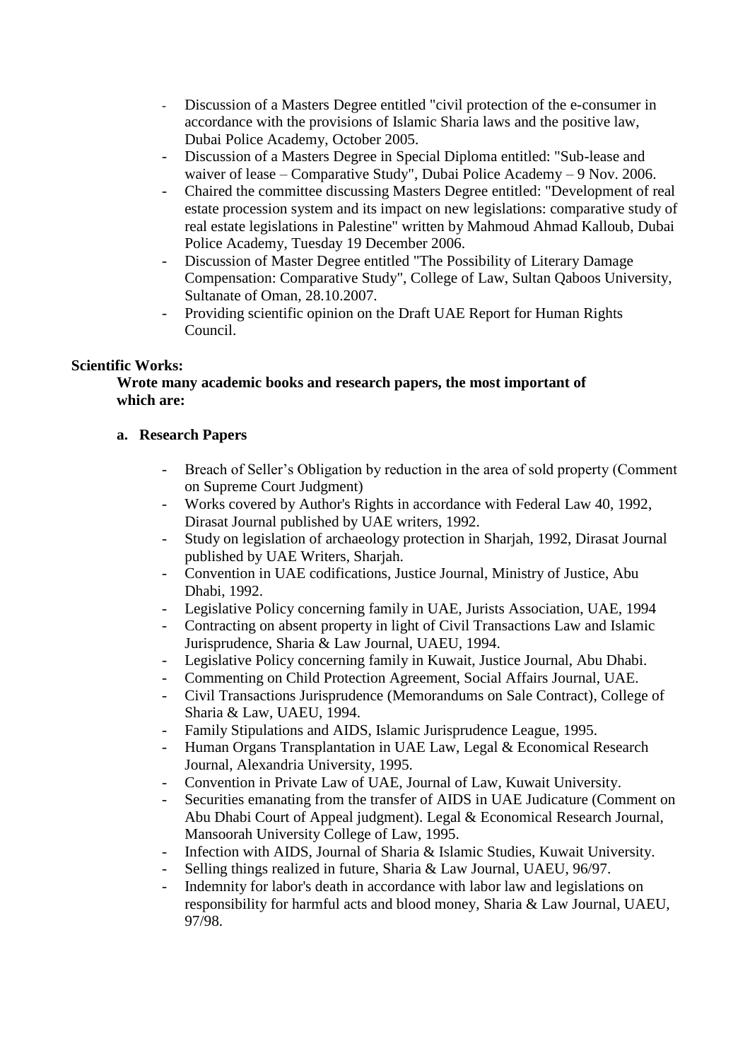- Discussion of a Masters Degree entitled "civil protection of the e-consumer in accordance with the provisions of Islamic Sharia laws and the positive law, Dubai Police Academy, October 2005.
- Discussion of a Masters Degree in Special Diploma entitled: "Sub-lease and waiver of lease – Comparative Study", Dubai Police Academy – 9 Nov. 2006.
- Chaired the committee discussing Masters Degree entitled: "Development of real estate procession system and its impact on new legislations: comparative study of real estate legislations in Palestine" written by Mahmoud Ahmad Kalloub, Dubai Police Academy, Tuesday 19 December 2006.
- Discussion of Master Degree entitled "The Possibility of Literary Damage Compensation: Comparative Study", College of Law, Sultan Qaboos University, Sultanate of Oman, 28.10.2007.
- Providing scientific opinion on the Draft UAE Report for Human Rights Council.

**Scientific Works:**

**Wrote many academic books and research papers, the most important of which are:**

**a. Research Papers**

- Breach of Seller's Obligation by reduction in the area of sold property (Comment on Supreme Court Judgment)
- Works covered by Author's Rights in accordance with Federal Law 40, 1992, Dirasat Journal published by UAE writers, 1992.
- Study on legislation of archaeology protection in Sharjah, 1992, Dirasat Journal published by UAE Writers, Sharjah.
- Convention in UAE codifications, Justice Journal, Ministry of Justice, Abu Dhabi, 1992.
- Legislative Policy concerning family in UAE, Jurists Association, UAE, 1994
- Contracting on absent property in light of Civil Transactions Law and Islamic Jurisprudence, Sharia & Law Journal, UAEU, 1994.
- Legislative Policy concerning family in Kuwait, Justice Journal, Abu Dhabi.
- Commenting on Child Protection Agreement, Social Affairs Journal, UAE.
- Civil Transactions Jurisprudence (Memorandums on Sale Contract), College of Sharia & Law, UAEU, 1994.
- Family Stipulations and AIDS, Islamic Jurisprudence League, 1995.
- Human Organs Transplantation in UAE Law, Legal & Economical Research Journal, Alexandria University, 1995.
- Convention in Private Law of UAE, Journal of Law, Kuwait University.
- Securities emanating from the transfer of AIDS in UAE Judicature (Comment on Abu Dhabi Court of Appeal judgment). Legal & Economical Research Journal, Mansoorah University College of Law, 1995.
- Infection with AIDS, Journal of Sharia & Islamic Studies, Kuwait University.
- Selling things realized in future, Sharia & Law Journal, UAEU, 96/97.
- Indemnity for labor's death in accordance with labor law and legislations on responsibility for harmful acts and blood money, Sharia & Law Journal, UAEU, 97/98.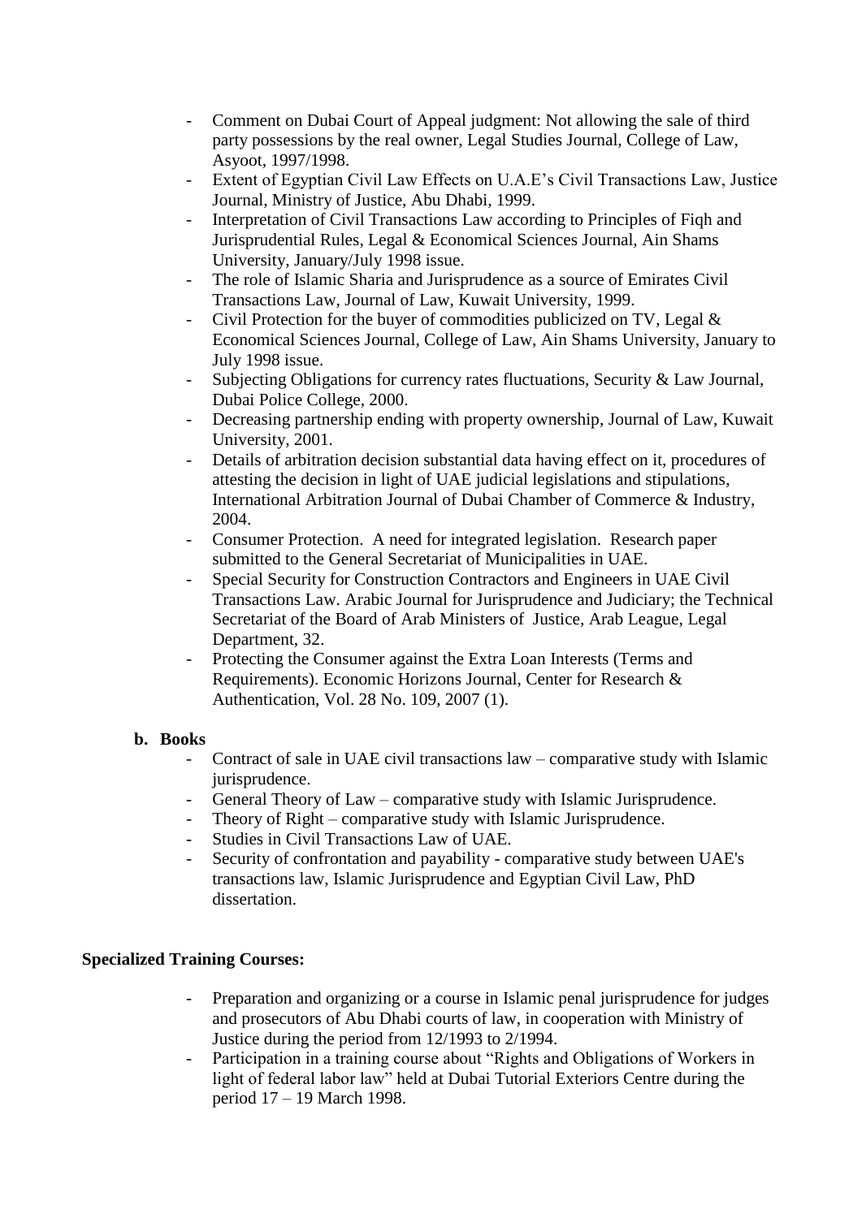- Comment on Dubai Court of Appeal judgment: Not allowing the sale of third party possessions by the real owner, Legal Studies Journal, College of Law, Asyoot, 1997/1998.
- Extent of Egyptian Civil Law Effects on U.A.E's Civil Transactions Law, Justice Journal, Ministry of Justice, Abu Dhabi, 1999.
- Interpretation of Civil Transactions Law according to Principles of Fiqh and Jurisprudential Rules, Legal & Economical Sciences Journal, Ain Shams University, January/July 1998 issue.
- The role of Islamic Sharia and Jurisprudence as a source of Emirates Civil Transactions Law, Journal of Law, Kuwait University, 1999.
- Civil Protection for the buyer of commodities publicized on TV, Legal & Economical Sciences Journal, College of Law, Ain Shams University, January to July 1998 issue.
- Subjecting Obligations for currency rates fluctuations, Security & Law Journal, Dubai Police College, 2000.
- Decreasing partnership ending with property ownership, Journal of Law, Kuwait University, 2001.
- Details of arbitration decision substantial data having effect on it, procedures of attesting the decision in light of UAE judicial legislations and stipulations, International Arbitration Journal of Dubai Chamber of Commerce & Industry, 2004.
- Consumer Protection. A need for integrated legislation. Research paper submitted to the General Secretariat of Municipalities in UAE.
- Special Security for Construction Contractors and Engineers in UAE Civil Transactions Law. Arabic Journal for Jurisprudence and Judiciary; the Technical Secretariat of the Board of Arab Ministers of Justice, Arab League, Legal Department, 32.
- Protecting the Consumer against the Extra Loan Interests (Terms and Requirements). Economic Horizons Journal, Center for Research & Authentication, Vol. 28 No. 109, 2007 (1).

**b. Books**

- Contract of sale in UAE civil transactions law – comparative study with Islamic jurisprudence.
- General Theory of Law – comparative study with Islamic Jurisprudence.
- Theory of Right – comparative study with Islamic Jurisprudence.
- Studies in Civil Transactions Law of UAE.
- Security of confrontation and payability - comparative study between UAE's transactions law, Islamic Jurisprudence and Egyptian Civil Law, PhD dissertation.

**Specialized Training Courses:**

- Preparation and organizing or a course in Islamic penal jurisprudence for judges and prosecutors of Abu Dhabi courts of law, in cooperation with Ministry of Justice during the period from 12/1993 to 2/1994.
- Participation in a training course about "Rights and Obligations of Workers in light of federal labor law" held at Dubai Tutorial Exteriors Centre during the period 17 – 19 March 1998.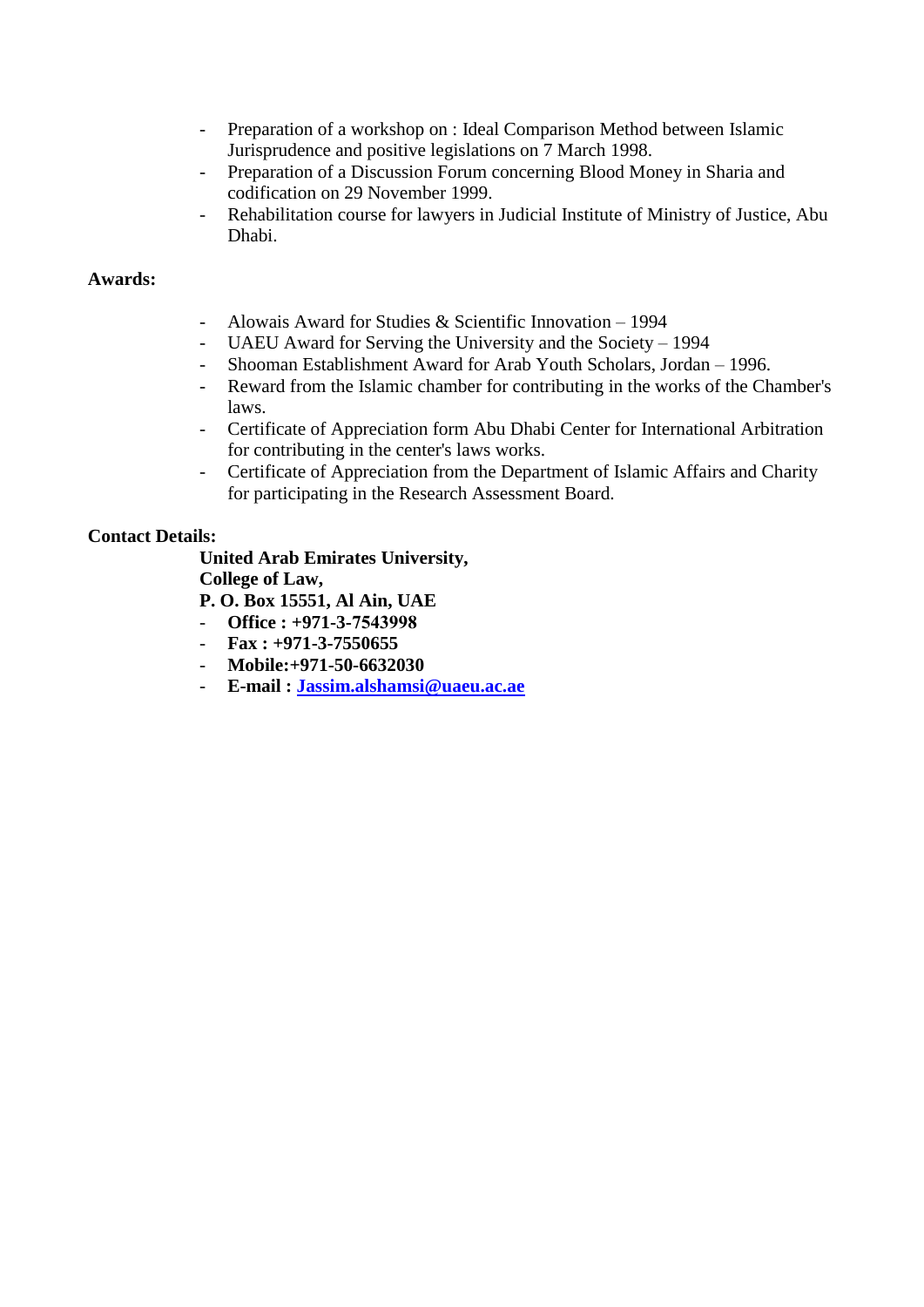- Preparation of a workshop on : Ideal Comparison Method between Islamic Jurisprudence and positive legislations on 7 March 1998.
- Preparation of a Discussion Forum concerning Blood Money in Sharia and codification on 29 November 1999.
- Rehabilitation course for lawyers in Judicial Institute of Ministry of Justice, Abu Dhabi.

**Awards:**

- Alowais Award for Studies & Scientific Innovation – 1994
- UAEU Award for Serving the University and the Society – 1994
- Shooman Establishment Award for Arab Youth Scholars, Jordan – 1996.
- Reward from the Islamic chamber for contributing in the works of the Chamber's laws.
- Certificate of Appreciation form Abu Dhabi Center for International Arbitration for contributing in the center's laws works.
- Certificate of Appreciation from the Department of Islamic Affairs and Charity for participating in the Research Assessment Board.

**Contact Details:**

**United Arab Emirates University,**
**College of Law,**
**P. O. Box 15551, Al Ain, UAE**

- **Office : +971-3-7543998**
- **Fax : +971-3-7550655**
- **Mobile:+971-50-6632030**
- **E-mail : Jassim.alshamsi@uaeu.ac.ae**